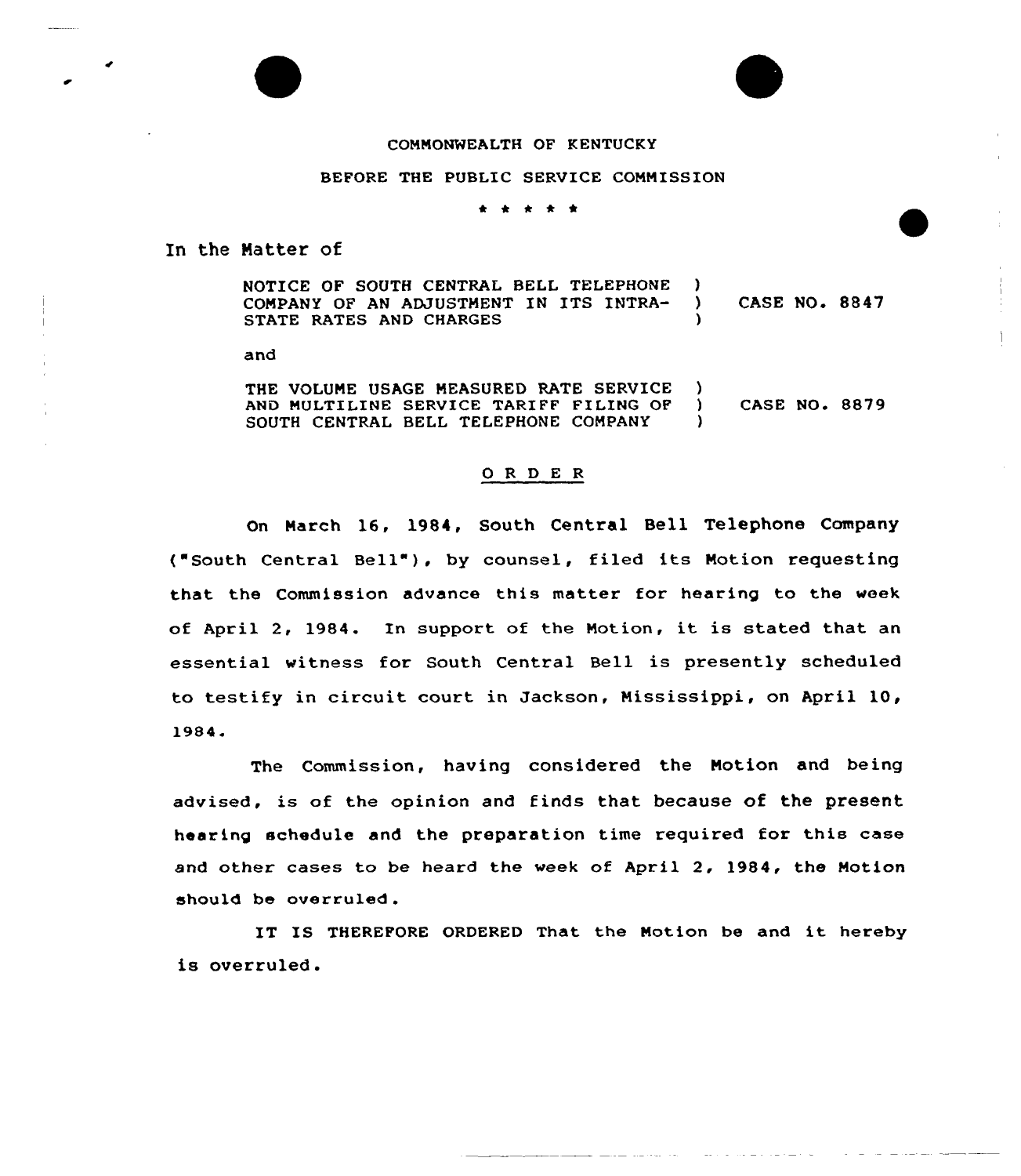COMMONWEALTH OF KENTUCKY

BEFORE THE PUBLIC SERVICE COMMISSION

\* \* \* \* \*

In the Matter of

| | | |
|---|---|---|
| NOTICE OF SOUTH CENTRAL BELL TELEPHONE COMPANY OF AN ADJUSTMENT IN ITS INTRA-STATE RATES AND CHARGES | ) | CASE NO. 8847 |

and

| | | |
|---|---|---|
| THE VOLUME USAGE MEASURED RATE SERVICE AND MULTILINE SERVICE TARIFF FILING OF SOUTH CENTRAL BELL TELEPHONE COMPANY | ) | CASE NO. 8879 |

## O R D E R

On March 16, 1984, South Central Bell Telephone Company ("South Central Bell"), by counsel, filed its Motion requesting that the Commission advance this matter for hearing to the week of April 2, 1984. In support of the Motion, it is stated that an essential witness for South Central Bell is presently scheduled to testify in circuit court in Jackson, Mississippi, on April 10, 1984.

The Commission, having considered the Motion and being advised, is of the opinion and finds that because of the present hearing schedule and the preparation time required for this case and other cases to be heard the week of April 2, 1984, the Motion should be overruled.

IT IS THEREFORE ORDERED That the Motion be and it hereby is overruled.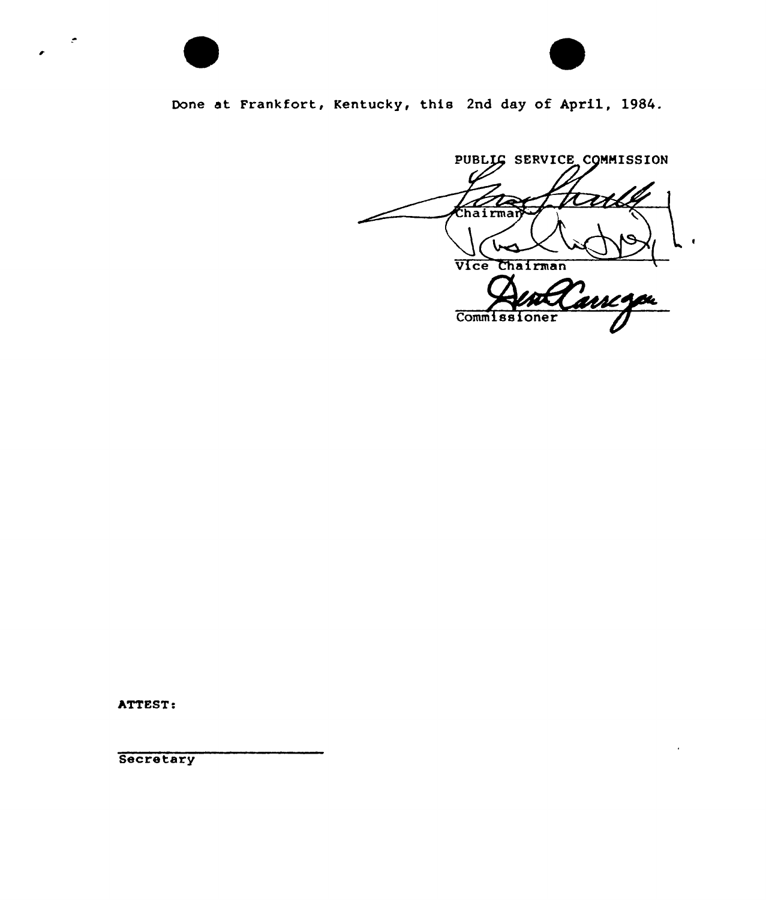Done at Frankfort, Kentucky, this 2nd day of April, 1984.

PUBLIC SERVICE COMMISSION

Chairman

Vice Chairman

Commissioner

ATTEST:

Secretary